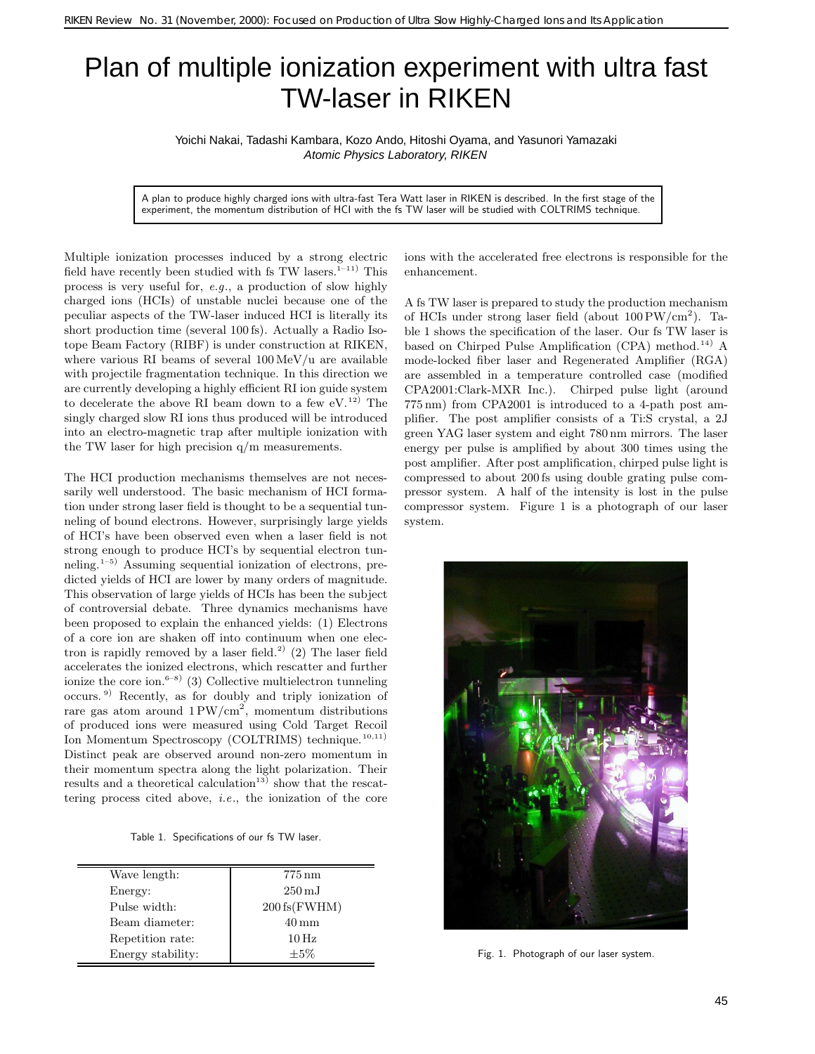# Plan of multiple ionization experiment with ultra fast TW-laser in RIKEN

Yoichi Nakai, Tadashi Kambara, Kozo Ando, Hitoshi Oyama, and Yasunori Yamazaki

*Atomic Physics Laboratory, RIKEN*

A plan to produce highly charged ions with ultra-fast Tera Watt laser in RIKEN is described. In the first stage of the experiment, the momentum distribution of HCI with the fs TW laser will be studied with COLTRIMS technique.

Multiple ionization processes induced by a strong electric field have recently been studied with fs TW lasers.[1–11] This process is very useful for, *e.g.*, a production of slow highly charged ions (HCIs) of unstable nuclei because one of the peculiar aspects of the TW-laser induced HCI is literally its short production time (several 100 fs). Actually a Radio Isotope Beam Factory (RIBF) is under construction at RIKEN, where various RI beams of several 100 MeV/u are available with projectile fragmentation technique. In this direction we are currently developing a highly efficient RI ion guide system to decelerate the above RI beam down to a few eV.[12] The singly charged slow RI ions thus produced will be introduced into an electro-magnetic trap after multiple ionization with the TW laser for high precision q/m measurements.

The HCI production mechanisms themselves are not necessarily well understood. The basic mechanism of HCI formation under strong laser field is thought to be a sequential tunneling of bound electrons. However, surprisingly large yields of HCI's have been observed even when a laser field is not strong enough to produce HCI's by sequential electron tunneling.[1–5] Assuming sequential ionization of electrons, predicted yields of HCI are lower by many orders of magnitude. This observation of large yields of HCIs has been the subject of controversial debate. Three dynamics mechanisms have been proposed to explain the enhanced yields: (1) Electrons of a core ion are shaken off into continuum when one electron is rapidly removed by a laser field.[2] (2) The laser field accelerates the ionized electrons, which rescatter and further ionize the core ion.[6–8] (3) Collective multielectron tunneling occurs.[9] Recently, as for doubly and triply ionization of rare gas atom around 1 PW/cm$^2$, momentum distributions of produced ions were measured using Cold Target Recoil Ion Momentum Spectroscopy (COLTRIMS) technique.[10,11] Distinct peak are observed around non-zero momentum in their momentum spectra along the light polarization. Their results and a theoretical calculation[13] show that the rescattering process cited above, *i.e.*, the ionization of the core ions with the accelerated free electrons is responsible for the enhancement.

Table 1. Specifications of our fs TW laser.

| | |
|---|---|
| Wave length: | 775 nm |
| Energy: | 250 mJ |
| Pulse width: | 200 fs(FWHM) |
| Beam diameter: | 40 mm |
| Repetition rate: | 10 Hz |
| Energy stability: | ±5% |

A fs TW laser is prepared to study the production mechanism of HCIs under strong laser field (about 100 PW/cm$^2$). Table 1 shows the specification of the laser. Our fs TW laser is based on Chirped Pulse Amplification (CPA) method.[14] A mode-locked fiber laser and Regenerated Amplifier (RGA) are assembled in a temperature controlled case (modified CPA2001:Clark-MXR Inc.). Chirped pulse light (around 775 nm) from CPA2001 is introduced to a 4-path post amplifier. The post amplifier consists of a Ti:S crystal, a 2J green YAG laser system and eight 780 nm mirrors. The laser energy per pulse is amplified by about 300 times using the post amplifier. After post amplification, chirped pulse light is compressed to about 200 fs using double grating pulse compressor system. A half of the intensity is lost in the pulse compressor system. Figure 1 is a photograph of our laser system.

Fig. 1. Photograph of our laser system.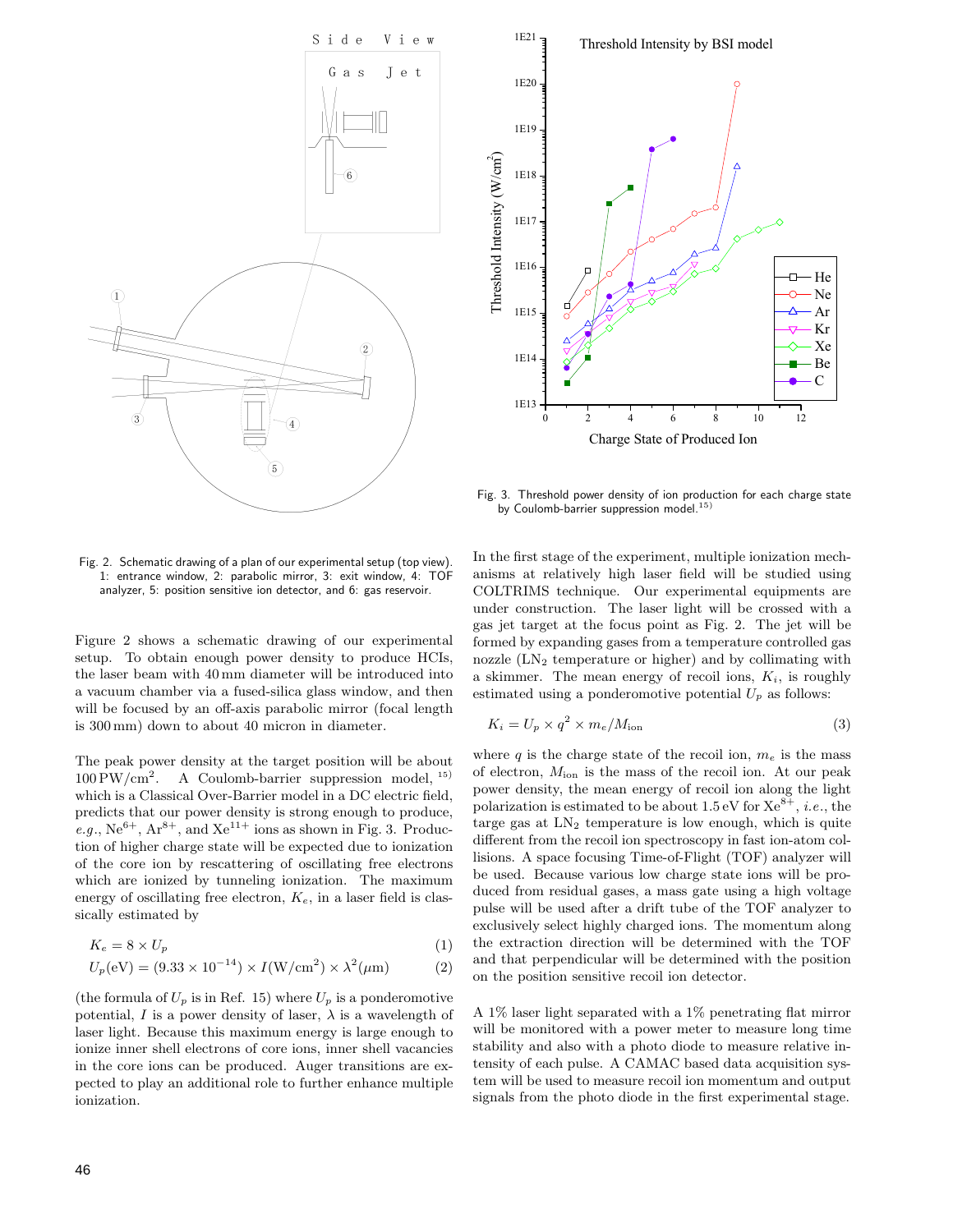Fig. 2. Schematic drawing of a plan of our experimental setup (top view). 1: entrance window, 2: parabolic mirror, 3: exit window, 4: TOF analyzer, 5: position sensitive ion detector, and 6: gas reservoir.

Fig. 3. Threshold power density of ion production for each charge state by Coulomb-barrier suppression model.[15)]

Figure 2 shows a schematic drawing of our experimental setup. To obtain enough power density to produce HCIs, the laser beam with 40 mm diameter will be introduced into a vacuum chamber via a fused-silica glass window, and then will be focused by an off-axis parabolic mirror (focal length is 300 mm) down to about 40 micron in diameter.

The peak power density at the target position will be about $100\,\mathrm{PW/cm^2}$. A Coulomb-barrier suppression model,[15)] which is a Classical Over-Barrier model in a DC electric field, predicts that our power density is strong enough to produce, *e.g.*, $Ne^{6+}$, $Ar^{8+}$, and $Xe^{11+}$ ions as shown in Fig. 3. Production of higher charge state will be expected due to ionization of the core ion by rescattering of oscillating free electrons which are ionized by tunneling ionization. The maximum energy of oscillating free electron, $K_e$, in a laser field is classically estimated by

$$K_e = 8 \times U_p \tag{1}$$

$$U_p(\mathrm{eV}) = (9.33 \times 10^{-14}) \times I(\mathrm{W/cm^2}) \times \lambda^2(\mu\mathrm{m}) \tag{2}$$

(the formula of $U_p$ is in Ref. 15) where $U_p$ is a ponderomotive potential, $I$ is a power density of laser, $\lambda$ is a wavelength of laser light. Because this maximum energy is large enough to ionize inner shell electrons of core ions, inner shell vacancies in the core ions can be produced. Auger transitions are expected to play an additional role to further enhance multiple ionization.

In the first stage of the experiment, multiple ionization mechanisms at relatively high laser field will be studied using COLTRIMS technique. Our experimental equipments are under construction. The laser light will be crossed with a gas jet target at the focus point as Fig. 2. The jet will be formed by expanding gases from a temperature controlled gas nozzle ($LN_2$ temperature or higher) and by collimating with a skimmer. The mean energy of recoil ions, $K_i$, is roughly estimated using a ponderomotive potential $U_p$ as follows:

$$K_i = U_p \times q^2 \times m_e/M_{\mathrm{ion}} \tag{3}$$

where $q$ is the charge state of the recoil ion, $m_e$ is the mass of electron, $M_{\mathrm{ion}}$ is the mass of the recoil ion. At our peak power density, the mean energy of recoil ion along the light polarization is estimated to be about 1.5 eV for $Xe^{8+}$, *i.e.*, the targe gas at $LN_2$ temperature is low enough, which is quite different from the recoil ion spectroscopy in fast ion-atom collisions. A space focusing Time-of-Flight (TOF) analyzer will be used. Because various low charge state ions will be produced from residual gases, a mass gate using a high voltage pulse will be used after a drift tube of the TOF analyzer to exclusively select highly charged ions. The momentum along the extraction direction will be determined with the TOF and that perpendicular will be determined with the position on the position sensitive recoil ion detector.

A 1% laser light separated with a 1% penetrating flat mirror will be monitored with a power meter to measure long time stability and also with a photo diode to measure relative intensity of each pulse. A CAMAC based data acquisition system will be used to measure recoil ion momentum and output signals from the photo diode in the first experimental stage.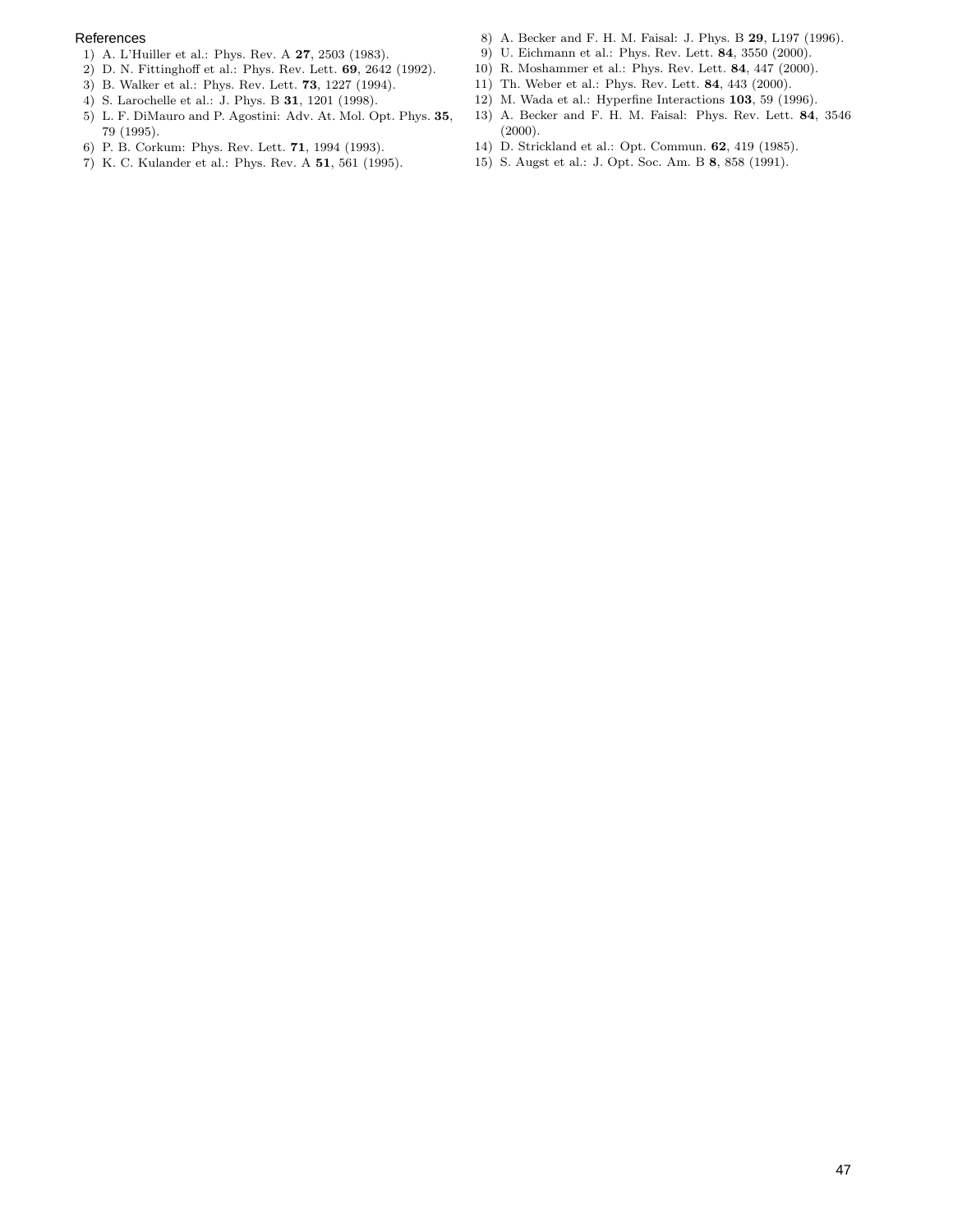### References

1) A. L'Huiller et al.: Phys. Rev. A **27**, 2503 (1983).
2) D. N. Fittinghoff et al.: Phys. Rev. Lett. **69**, 2642 (1992).
3) B. Walker et al.: Phys. Rev. Lett. **73**, 1227 (1994).
4) S. Larochelle et al.: J. Phys. B **31**, 1201 (1998).
5) L. F. DiMauro and P. Agostini: Adv. At. Mol. Opt. Phys. **35**, 79 (1995).
6) P. B. Corkum: Phys. Rev. Lett. **71**, 1994 (1993).
7) K. C. Kulander et al.: Phys. Rev. A **51**, 561 (1995).
8) A. Becker and F. H. M. Faisal: J. Phys. B **29**, L197 (1996).
9) U. Eichmann et al.: Phys. Rev. Lett. **84**, 3550 (2000).
10) R. Moshammer et al.: Phys. Rev. Lett. **84**, 447 (2000).
11) Th. Weber et al.: Phys. Rev. Lett. **84**, 443 (2000).
12) M. Wada et al.: Hyperfine Interactions **103**, 59 (1996).
13) A. Becker and F. H. M. Faisal: Phys. Rev. Lett. **84**, 3546 (2000).
14) D. Strickland et al.: Opt. Commun. **62**, 419 (1985).
15) S. Augst et al.: J. Opt. Soc. Am. B **8**, 858 (1991).